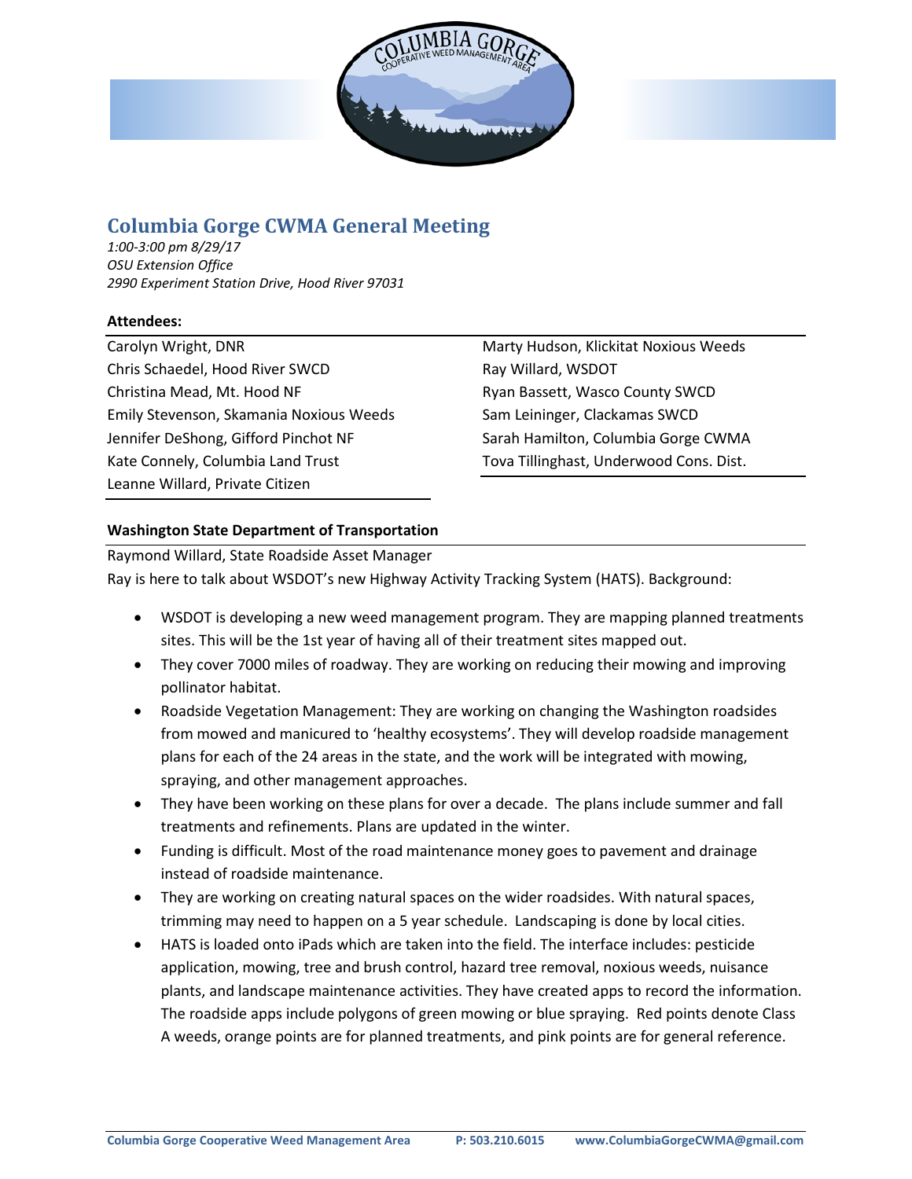# Columbia Gorge CWMA General Meeting

*1:00-3:00 pm 8/29/17*
*OSU Extension Office*
*2990 Experiment Station Drive, Hood River 97031*

**Attendees:**

| | |
|---|---|
| Carolyn Wright, DNR | Marty Hudson, Klickitat Noxious Weeds |
| Chris Schaedel, Hood River SWCD | Ray Willard, WSDOT |
| Christina Mead, Mt. Hood NF | Ryan Bassett, Wasco County SWCD |
| Emily Stevenson, Skamania Noxious Weeds | Sam Leininger, Clackamas SWCD |
| Jennifer DeShong, Gifford Pinchot NF | Sarah Hamilton, Columbia Gorge CWMA |
| Kate Connely, Columbia Land Trust | Tova Tillinghast, Underwood Cons. Dist. |
| Leanne Willard, Private Citizen | |

**Washington State Department of Transportation**

Raymond Willard, State Roadside Asset Manager

Ray is here to talk about WSDOT's new Highway Activity Tracking System (HATS). Background:

- WSDOT is developing a new weed management program. They are mapping planned treatments sites. This will be the 1st year of having all of their treatment sites mapped out.
- They cover 7000 miles of roadway. They are working on reducing their mowing and improving pollinator habitat.
- Roadside Vegetation Management: They are working on changing the Washington roadsides from mowed and manicured to 'healthy ecosystems'. They will develop roadside management plans for each of the 24 areas in the state, and the work will be integrated with mowing, spraying, and other management approaches.
- They have been working on these plans for over a decade. The plans include summer and fall treatments and refinements. Plans are updated in the winter.
- Funding is difficult. Most of the road maintenance money goes to pavement and drainage instead of roadside maintenance.
- They are working on creating natural spaces on the wider roadsides. With natural spaces, trimming may need to happen on a 5 year schedule. Landscaping is done by local cities.
- HATS is loaded onto iPads which are taken into the field. The interface includes: pesticide application, mowing, tree and brush control, hazard tree removal, noxious weeds, nuisance plants, and landscape maintenance activities. They have created apps to record the information. The roadside apps include polygons of green mowing or blue spraying. Red points denote Class A weeds, orange points are for planned treatments, and pink points are for general reference.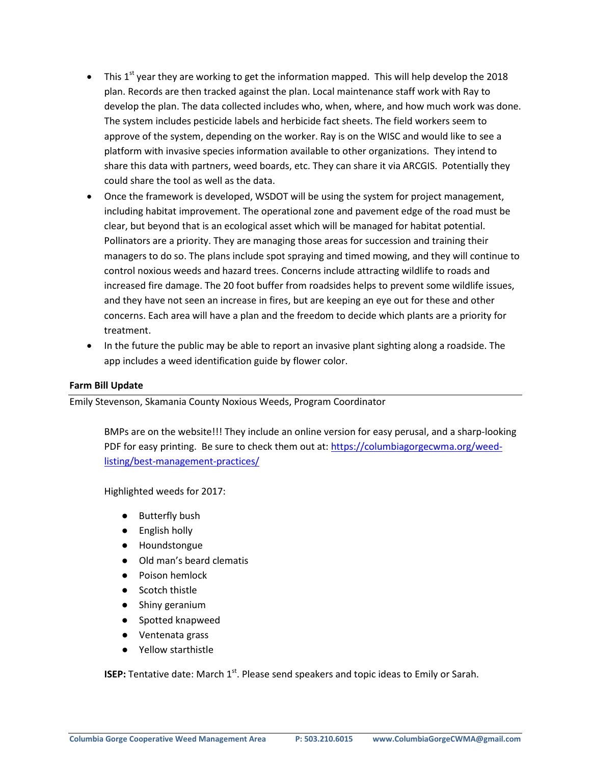- This 1st year they are working to get the information mapped. This will help develop the 2018 plan. Records are then tracked against the plan. Local maintenance staff work with Ray to develop the plan. The data collected includes who, when, where, and how much work was done. The system includes pesticide labels and herbicide fact sheets. The field workers seem to approve of the system, depending on the worker. Ray is on the WISC and would like to see a platform with invasive species information available to other organizations. They intend to share this data with partners, weed boards, etc. They can share it via ARCGIS. Potentially they could share the tool as well as the data.
- Once the framework is developed, WSDOT will be using the system for project management, including habitat improvement. The operational zone and pavement edge of the road must be clear, but beyond that is an ecological asset which will be managed for habitat potential. Pollinators are a priority. They are managing those areas for succession and training their managers to do so. The plans include spot spraying and timed mowing, and they will continue to control noxious weeds and hazard trees. Concerns include attracting wildlife to roads and increased fire damage. The 20 foot buffer from roadsides helps to prevent some wildlife issues, and they have not seen an increase in fires, but are keeping an eye out for these and other concerns. Each area will have a plan and the freedom to decide which plants are a priority for treatment.
- In the future the public may be able to report an invasive plant sighting along a roadside. The app includes a weed identification guide by flower color.

**Farm Bill Update**

Emily Stevenson, Skamania County Noxious Weeds, Program Coordinator

BMPs are on the website!!! They include an online version for easy perusal, and a sharp-looking PDF for easy printing. Be sure to check them out at: https://columbiagorgecwma.org/weed-listing/best-management-practices/

Highlighted weeds for 2017:

- Butterfly bush
- English holly
- Houndstongue
- Old man's beard clematis
- Poison hemlock
- Scotch thistle
- Shiny geranium
- Spotted knapweed
- Ventenata grass
- Yellow starthistle

**ISEP:** Tentative date: March 1st. Please send speakers and topic ideas to Emily or Sarah.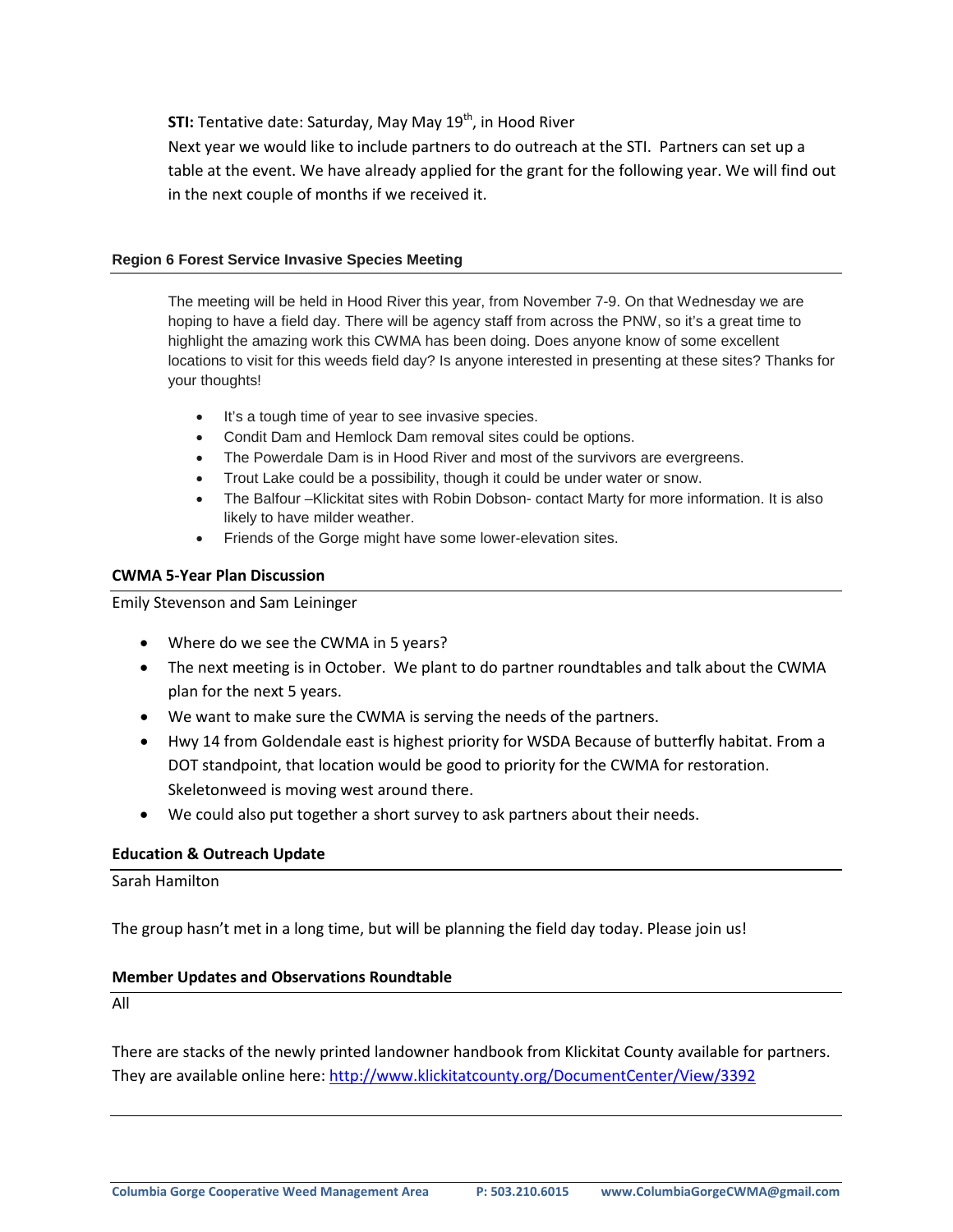**STI:** Tentative date: Saturday, May May 19th, in Hood River

Next year we would like to include partners to do outreach at the STI. Partners can set up a table at the event. We have already applied for the grant for the following year. We will find out in the next couple of months if we received it.

## Region 6 Forest Service Invasive Species Meeting

The meeting will be held in Hood River this year, from November 7-9. On that Wednesday we are hoping to have a field day. There will be agency staff from across the PNW, so it's a great time to highlight the amazing work this CWMA has been doing. Does anyone know of some excellent locations to visit for this weeds field day? Is anyone interested in presenting at these sites? Thanks for your thoughts!

- It's a tough time of year to see invasive species.
- Condit Dam and Hemlock Dam removal sites could be options.
- The Powerdale Dam is in Hood River and most of the survivors are evergreens.
- Trout Lake could be a possibility, though it could be under water or snow.
- The Balfour –Klickitat sites with Robin Dobson- contact Marty for more information. It is also likely to have milder weather.
- Friends of the Gorge might have some lower-elevation sites.

## CWMA 5-Year Plan Discussion

Emily Stevenson and Sam Leininger

- Where do we see the CWMA in 5 years?
- The next meeting is in October. We plant to do partner roundtables and talk about the CWMA plan for the next 5 years.
- We want to make sure the CWMA is serving the needs of the partners.
- Hwy 14 from Goldendale east is highest priority for WSDA Because of butterfly habitat. From a DOT standpoint, that location would be good to priority for the CWMA for restoration. Skeletonweed is moving west around there.
- We could also put together a short survey to ask partners about their needs.

## Education & Outreach Update

Sarah Hamilton

The group hasn't met in a long time, but will be planning the field day today. Please join us!

## Member Updates and Observations Roundtable

All

There are stacks of the newly printed landowner handbook from Klickitat County available for partners. They are available online here: http://www.klickitatcounty.org/DocumentCenter/View/3392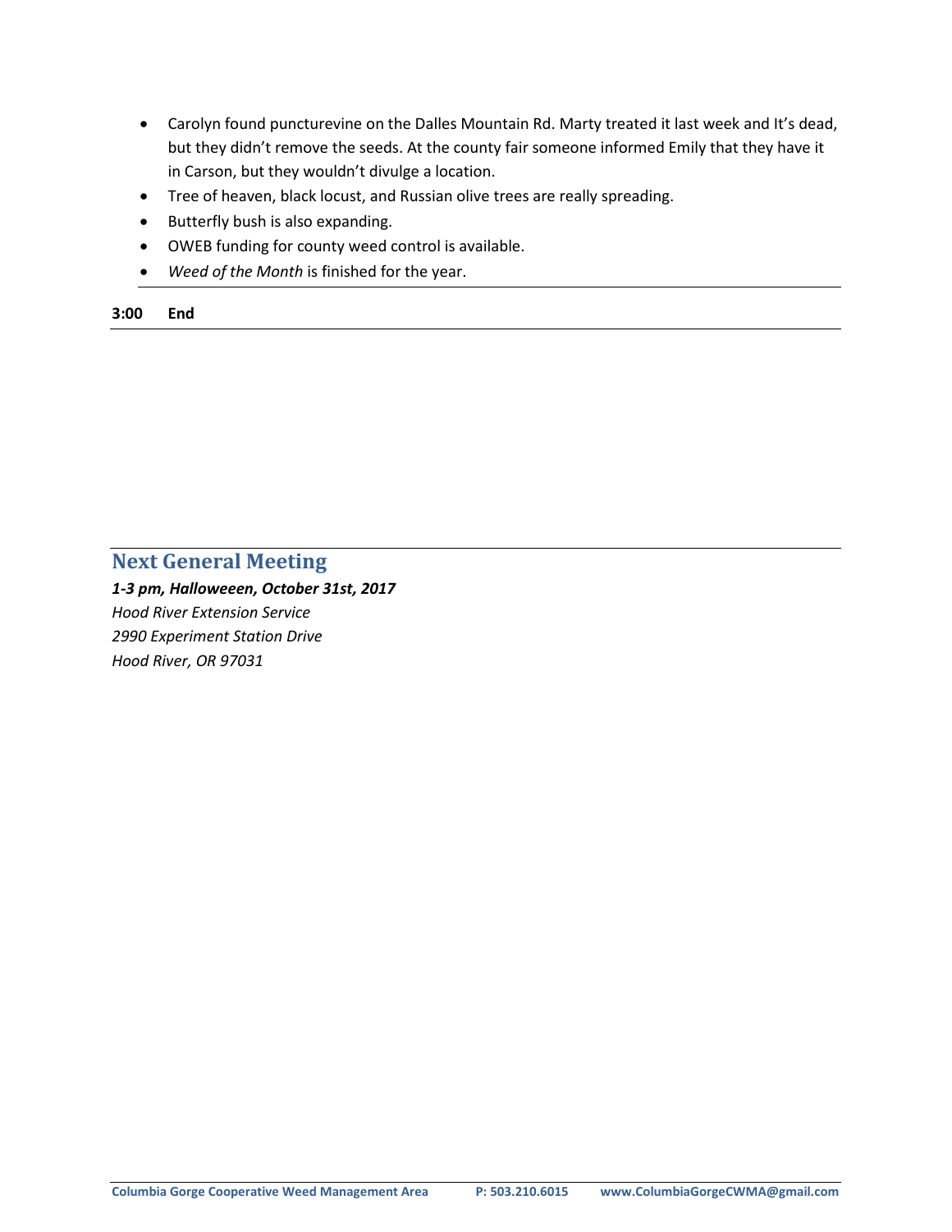- Carolyn found puncturevine on the Dalles Mountain Rd. Marty treated it last week and It's dead, but they didn't remove the seeds. At the county fair someone informed Emily that they have it in Carson, but they wouldn't divulge a location.
- Tree of heaven, black locust, and Russian olive trees are really spreading.
- Butterfly bush is also expanding.
- OWEB funding for county weed control is available.
- *Weed of the Month* is finished for the year.

**3:00 End**

## Next General Meeting

***1-3 pm, Halloweeen, October 31st, 2017***

*Hood River Extension Service*
*2990 Experiment Station Drive*
*Hood River, OR 97031*